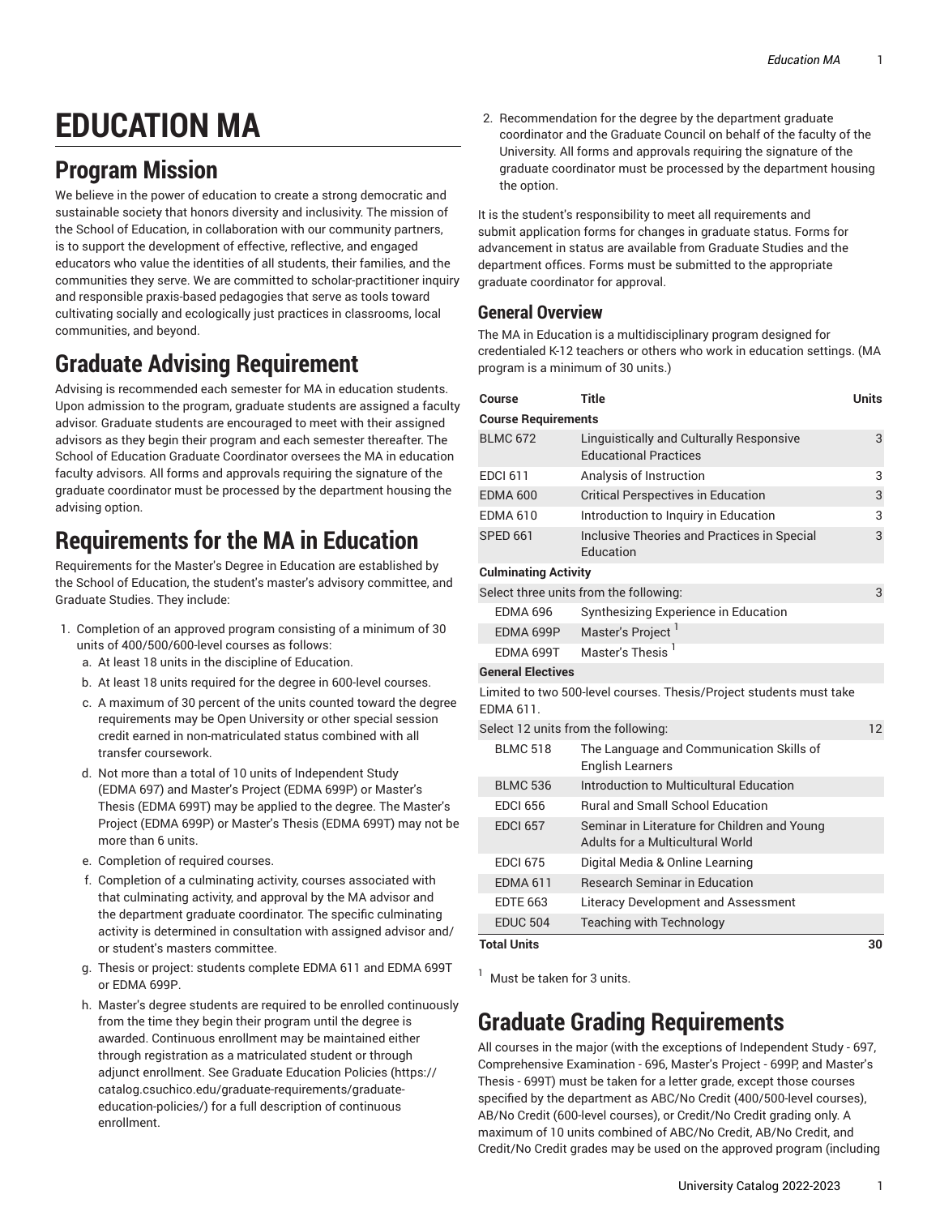# EDUCATION MA

## Program Mission

We believe in the power of education to create a strong democratic and sustainable society that honors diversity and inclusivity. The mission of the School of Education, in collaboration with our community partners, is to support the development of effective, reflective, and engaged educators who value the identities of all students, their families, and the communities they serve. We are committed to scholar-practitioner inquiry and responsible praxis-based pedagogies that serve as tools toward cultivating socially and ecologically just practices in classrooms, local communities, and beyond.

## Graduate Advising Requirement

Advising is recommended each semester for MA in education students. Upon admission to the program, graduate students are assigned a faculty advisor. Graduate students are encouraged to meet with their assigned advisors as they begin their program and each semester thereafter. The School of Education Graduate Coordinator oversees the MA in education faculty advisors. All forms and approvals requiring the signature of the graduate coordinator must be processed by the department housing the advising option.

## Requirements for the MA in Education

Requirements for the Master's Degree in Education are established by the School of Education, the student's master's advisory committee, and Graduate Studies. They include:

1. Completion of an approved program consisting of a minimum of 30 units of 400/500/600-level courses as follows:
   a. At least 18 units in the discipline of Education.
   b. At least 18 units required for the degree in 600-level courses.
   c. A maximum of 30 percent of the units counted toward the degree requirements may be Open University or other special session credit earned in non-matriculated status combined with all transfer coursework.
   d. Not more than a total of 10 units of Independent Study (EDMA 697) and Master's Project (EDMA 699P) or Master's Thesis (EDMA 699T) may be applied to the degree. The Master's Project (EDMA 699P) or Master's Thesis (EDMA 699T) may not be more than 6 units.
   e. Completion of required courses.
   f. Completion of a culminating activity, courses associated with that culminating activity, and approval by the MA advisor and the department graduate coordinator. The specific culminating activity is determined in consultation with assigned advisor and/or student's masters committee.
   g. Thesis or project: students complete EDMA 611 and EDMA 699T or EDMA 699P.
   h. Master's degree students are required to be enrolled continuously from the time they begin their program until the degree is awarded. Continuous enrollment may be maintained either through registration as a matriculated student or through adjunct enrollment. See Graduate Education Policies (https://catalog.csuchico.edu/graduate-requirements/graduate-education-policies/) for a full description of continuous enrollment.
2. Recommendation for the degree by the department graduate coordinator and the Graduate Council on behalf of the faculty of the University. All forms and approvals requiring the signature of the graduate coordinator must be processed by the department housing the option.

It is the student's responsibility to meet all requirements and submit application forms for changes in graduate status. Forms for advancement in status are available from Graduate Studies and the department offices. Forms must be submitted to the appropriate graduate coordinator for approval.

### General Overview

The MA in Education is a multidisciplinary program designed for credentialed K-12 teachers or others who work in education settings. (MA program is a minimum of 30 units.)

| Course | Title | Units |
|---|---|---|
| **Course Requirements** | | |
| BLMC 672 | Linguistically and Culturally Responsive Educational Practices | 3 |
| EDCI 611 | Analysis of Instruction | 3 |
| EDMA 600 | Critical Perspectives in Education | 3 |
| EDMA 610 | Introduction to Inquiry in Education | 3 |
| SPED 661 | Inclusive Theories and Practices in Special Education | 3 |
| **Culminating Activity** | | |
| Select three units from the following: | | 3 |
| EDMA 696 | Synthesizing Experience in Education | |
| EDMA 699P | Master's Project [1] | |
| EDMA 699T | Master's Thesis [1] | |
| **General Electives** | | |
| Limited to two 500-level courses. Thesis/Project students must take EDMA 611. | | |
| Select 12 units from the following: | | 12 |
| BLMC 518 | The Language and Communication Skills of English Learners | |
| BLMC 536 | Introduction to Multicultural Education | |
| EDCI 656 | Rural and Small School Education | |
| EDCI 657 | Seminar in Literature for Children and Young Adults for a Multicultural World | |
| EDCI 675 | Digital Media & Online Learning | |
| EDMA 611 | Research Seminar in Education | |
| EDTE 663 | Literacy Development and Assessment | |
| EDUC 504 | Teaching with Technology | |
| **Total Units** | | **30** |

[1] Must be taken for 3 units.

## Graduate Grading Requirements

All courses in the major (with the exceptions of Independent Study - 697, Comprehensive Examination - 696, Master's Project - 699P, and Master's Thesis - 699T) must be taken for a letter grade, except those courses specified by the department as ABC/No Credit (400/500-level courses), AB/No Credit (600-level courses), or Credit/No Credit grading only. A maximum of 10 units combined of ABC/No Credit, AB/No Credit, and Credit/No Credit grades may be used on the approved program (including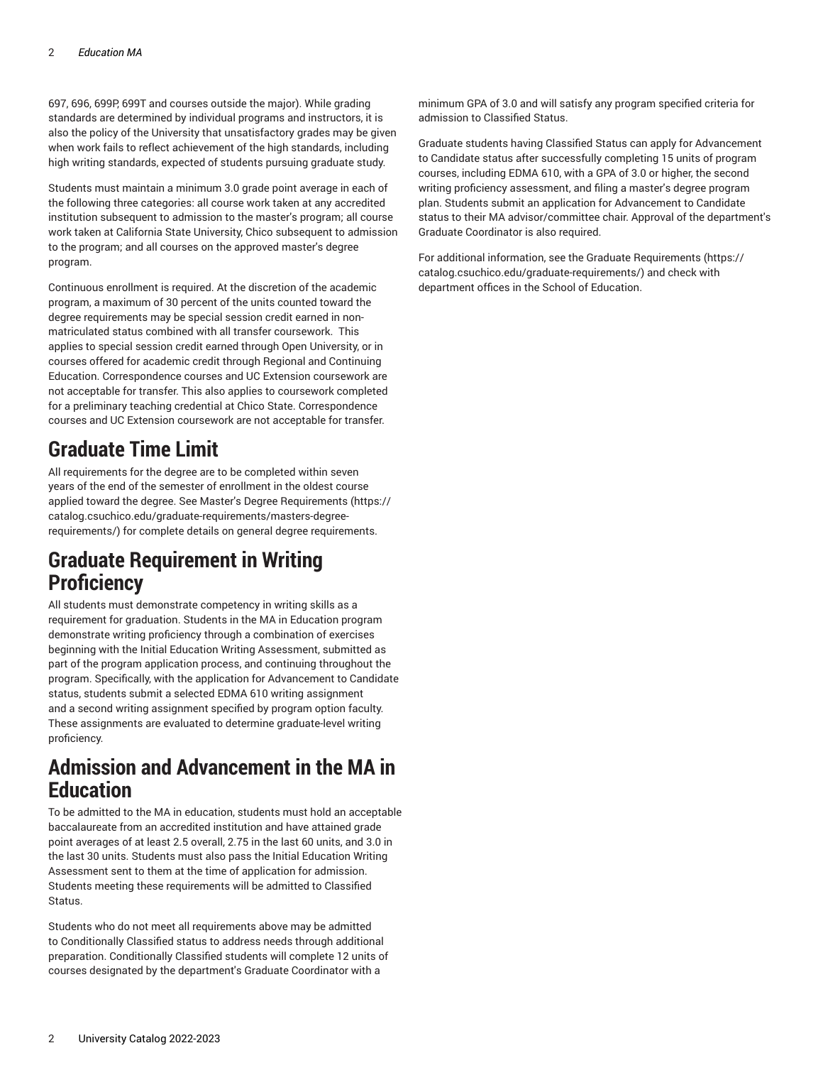697, 696, 699P, 699T and courses outside the major). While grading standards are determined by individual programs and instructors, it is also the policy of the University that unsatisfactory grades may be given when work fails to reflect achievement of the high standards, including high writing standards, expected of students pursuing graduate study.

Students must maintain a minimum 3.0 grade point average in each of the following three categories: all course work taken at any accredited institution subsequent to admission to the master's program; all course work taken at California State University, Chico subsequent to admission to the program; and all courses on the approved master's degree program.

Continuous enrollment is required. At the discretion of the academic program, a maximum of 30 percent of the units counted toward the degree requirements may be special session credit earned in non-matriculated status combined with all transfer coursework. This applies to special session credit earned through Open University, or in courses offered for academic credit through Regional and Continuing Education. Correspondence courses and UC Extension coursework are not acceptable for transfer. This also applies to coursework completed for a preliminary teaching credential at Chico State. Correspondence courses and UC Extension coursework are not acceptable for transfer.

## Graduate Time Limit

All requirements for the degree are to be completed within seven years of the end of the semester of enrollment in the oldest course applied toward the degree. See Master's Degree Requirements (https://catalog.csuchico.edu/graduate-requirements/masters-degree-requirements/) for complete details on general degree requirements.

## Graduate Requirement in Writing Proficiency

All students must demonstrate competency in writing skills as a requirement for graduation. Students in the MA in Education program demonstrate writing proficiency through a combination of exercises beginning with the Initial Education Writing Assessment, submitted as part of the program application process, and continuing throughout the program. Specifically, with the application for Advancement to Candidate status, students submit a selected EDMA 610 writing assignment and a second writing assignment specified by program option faculty. These assignments are evaluated to determine graduate-level writing proficiency.

## Admission and Advancement in the MA in Education

To be admitted to the MA in education, students must hold an acceptable baccalaureate from an accredited institution and have attained grade point averages of at least 2.5 overall, 2.75 in the last 60 units, and 3.0 in the last 30 units. Students must also pass the Initial Education Writing Assessment sent to them at the time of application for admission. Students meeting these requirements will be admitted to Classified Status.

Students who do not meet all requirements above may be admitted to Conditionally Classified status to address needs through additional preparation. Conditionally Classified students will complete 12 units of courses designated by the department's Graduate Coordinator with a minimum GPA of 3.0 and will satisfy any program specified criteria for admission to Classified Status.

Graduate students having Classified Status can apply for Advancement to Candidate status after successfully completing 15 units of program courses, including EDMA 610, with a GPA of 3.0 or higher, the second writing proficiency assessment, and filing a master's degree program plan. Students submit an application for Advancement to Candidate status to their MA advisor/committee chair. Approval of the department's Graduate Coordinator is also required.

For additional information, see the Graduate Requirements (https://catalog.csuchico.edu/graduate-requirements/) and check with department offices in the School of Education.